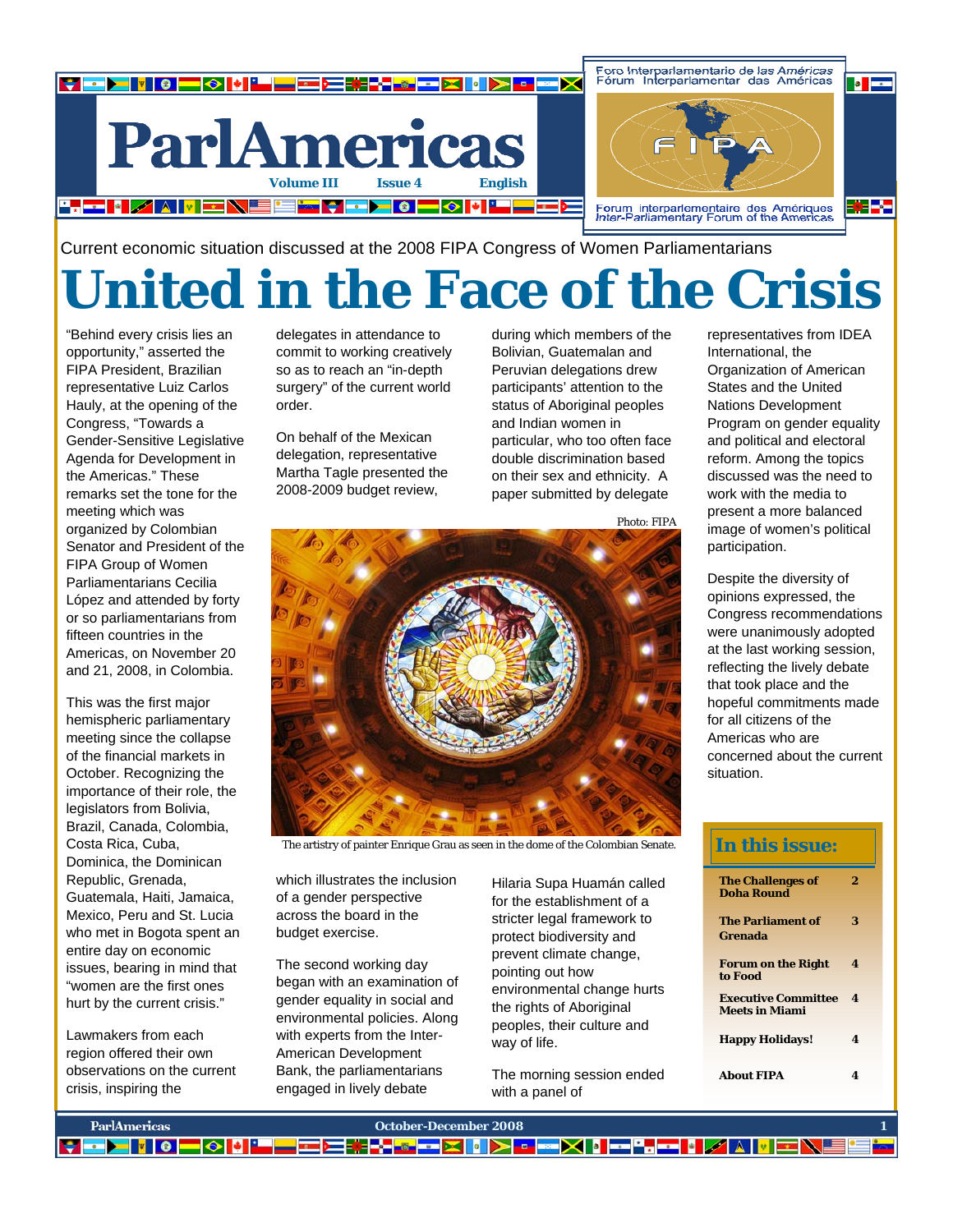# ParlAmericas

Volume III Issue 4 English

Foro Interparlamentario de las Américas
Fórum Interparlamentar das Américas
FIPA
Forum interparlementaire des Amériques
Inter-Parliamentary Forum of the Americas

Current economic situation discussed at the 2008 FIPA Congress of Women Parliamentarians

# United in the Face of the Crisis

"Behind every crisis lies an opportunity," asserted the FIPA President, Brazilian representative Luiz Carlos Hauly, at the opening of the Congress, "Towards a Gender-Sensitive Legislative Agenda for Development in the Americas." These remarks set the tone for the meeting which was organized by Colombian Senator and President of the FIPA Group of Women Parliamentarians Cecilia López and attended by forty or so parliamentarians from fifteen countries in the Americas, on November 20 and 21, 2008, in Colombia.

This was the first major hemispheric parliamentary meeting since the collapse of the financial markets in October. Recognizing the importance of their role, the legislators from Bolivia, Brazil, Canada, Colombia, Costa Rica, Cuba, Dominica, the Dominican Republic, Grenada, Guatemala, Haiti, Jamaica, Mexico, Peru and St. Lucia who met in Bogota spent an entire day on economic issues, bearing in mind that "women are the first ones hurt by the current crisis."

Lawmakers from each region offered their own observations on the current crisis, inspiring the delegates in attendance to commit to working creatively so as to reach an "in-depth surgery" of the current world order.

On behalf of the Mexican delegation, representative Martha Tagle presented the 2008-2009 budget review, which illustrates the inclusion of a gender perspective across the board in the budget exercise.

The second working day began with an examination of gender equality in social and environmental policies. Along with experts from the Inter-American Development Bank, the parliamentarians engaged in lively debate during which members of the Bolivian, Guatemalan and Peruvian delegations drew participants' attention to the status of Aboriginal peoples and Indian women in particular, who too often face double discrimination based on their sex and ethnicity. A paper submitted by delegate Hilaria Supa Huamán called for the establishment of a stricter legal framework to protect biodiversity and prevent climate change, pointing out how environmental change hurts the rights of Aboriginal peoples, their culture and way of life.

Photo: FIPA

The artistry of painter Enrique Grau as seen in the dome of the Colombian Senate.

The morning session ended with a panel of representatives from IDEA International, the Organization of American States and the United Nations Development Program on gender equality and political and electoral reform. Among the topics discussed was the need to work with the media to present a more balanced image of women's political participation.

Despite the diversity of opinions expressed, the Congress recommendations were unanimously adopted at the last working session, reflecting the lively debate that took place and the hopeful commitments made for all citizens of the Americas who are concerned about the current situation.

## In this issue:

| | |
|---|---|
| **The Challenges of Doha Round** | **2** |
| **The Parliament of Grenada** | **3** |
| **Forum on the Right to Food** | **4** |
| **Executive Committee Meets in Miami** | **4** |
| **Happy Holidays!** | **4** |
| **About FIPA** | **4** |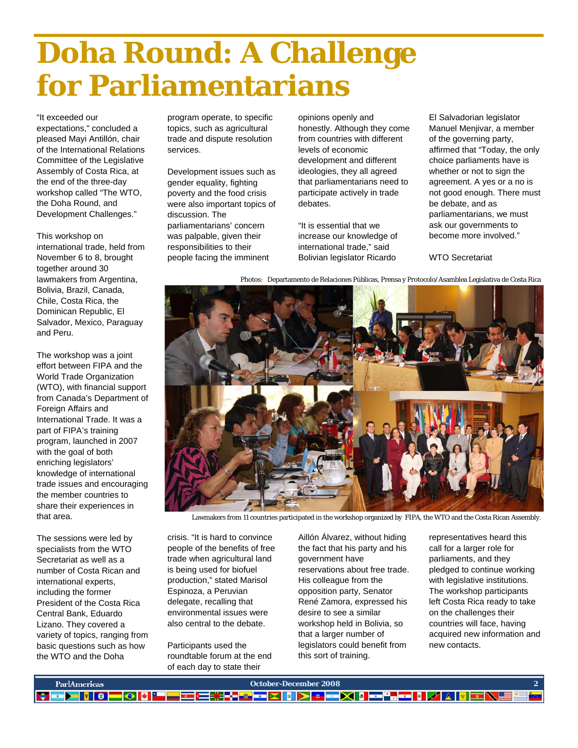# Doha Round: A Challenge for Parliamentarians

"It exceeded our expectations," concluded a pleased Mayi Antillón, chair of the International Relations Committee of the Legislative Assembly of Costa Rica, at the end of the three-day workshop called "The WTO, the Doha Round, and Development Challenges."

This workshop on international trade, held from November 6 to 8, brought together around 30 lawmakers from Argentina, Bolivia, Brazil, Canada, Chile, Costa Rica, the Dominican Republic, El Salvador, Mexico, Paraguay and Peru.

The workshop was a joint effort between FIPA and the World Trade Organization (WTO), with financial support from Canada's Department of Foreign Affairs and International Trade. It was a part of FIPA's training program, launched in 2007 with the goal of both enriching legislators' knowledge of international trade issues and encouraging the member countries to share their experiences in that area.

The sessions were led by specialists from the WTO Secretariat as well as a number of Costa Rican and international experts, including the former President of the Costa Rica Central Bank, Eduardo Lizano. They covered a variety of topics, ranging from basic questions such as how the WTO and the Doha program operate, to specific topics, such as agricultural trade and dispute resolution services.

Development issues such as gender equality, fighting poverty and the food crisis were also important topics of discussion. The parliamentarians' concern was palpable, given their responsibilities to their people facing the imminent crisis. "It is hard to convince people of the benefits of free trade when agricultural land is being used for biofuel production," stated Marisol Espinoza, a Peruvian delegate, recalling that environmental issues were also central to the debate.

Participants used the roundtable forum at the end of each day to state their opinions openly and honestly. Although they come from countries with different levels of economic development and different ideologies, they all agreed that parliamentarians need to participate actively in trade debates.

"It is essential that we increase our knowledge of international trade," said Bolivian legislator Ricardo Aillón Álvarez, without hiding the fact that his party and his government have reservations about free trade. His colleague from the opposition party, Senator René Zamora, expressed his desire to see a similar workshop held in Bolivia, so that a larger number of legislators could benefit from this sort of training.

El Salvadorian legislator Manuel Menjivar, a member of the governing party, affirmed that "Today, the only choice parliaments have is whether or not to sign the agreement. A yes or a no is not good enough. There must be debate, and as parliamentarians, we must ask our governments to become more involved."

WTO Secretariat representatives heard this call for a larger role for parliaments, and they pledged to continue working with legislative institutions. The workshop participants left Costa Rica ready to take on the challenges their countries will face, having acquired new information and new contacts.

*Photos: Departamento de Relaciones Públicas, Prensa y Protocolo/Asamblea Legislativa de Costa Rica*

Lawmakers from 11 countries participated in the workshop organized by FIPA, the WTO and the Costa Rican Assembly.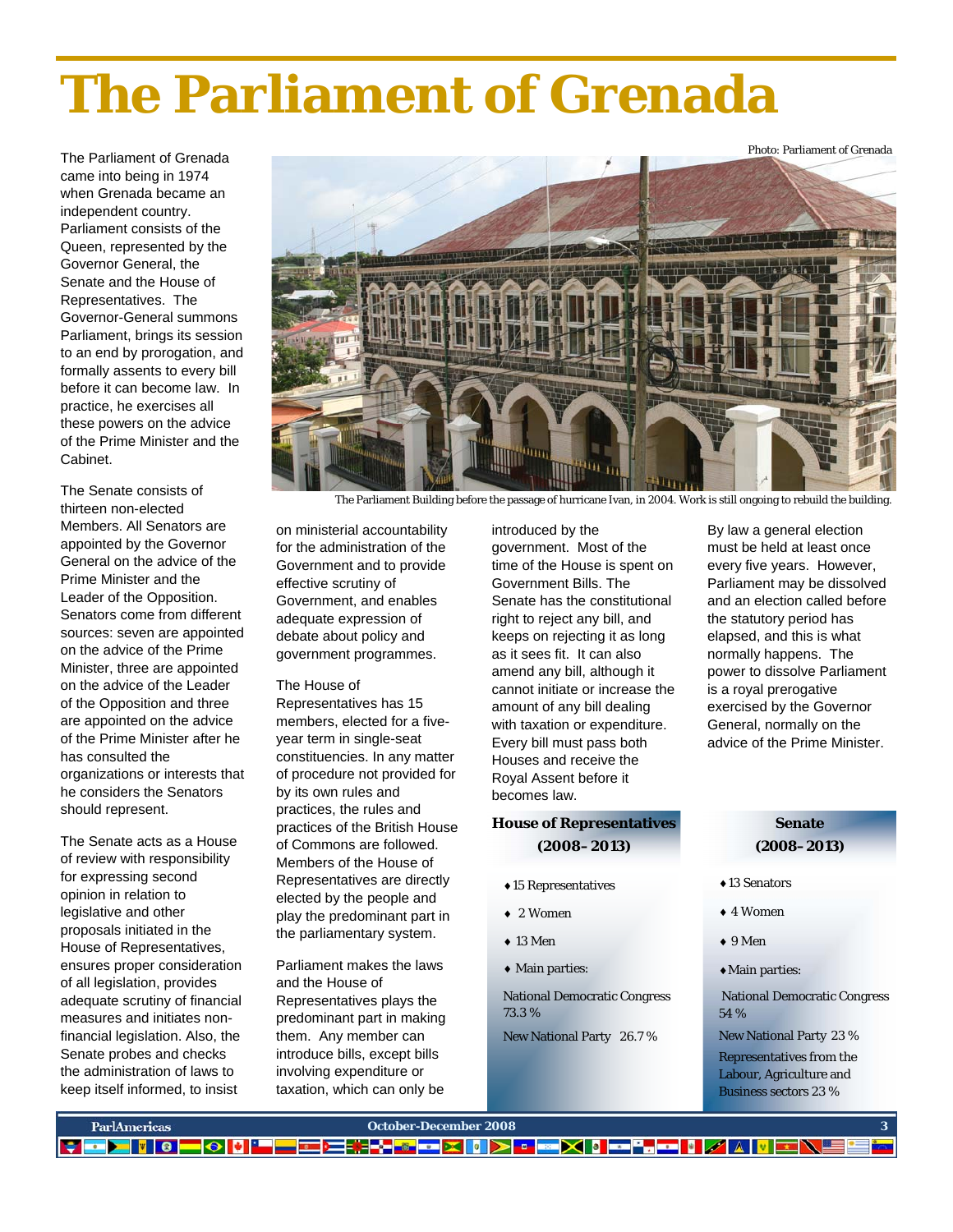# The Parliament of Grenada

Photo: Parliament of Grenada

The Parliament Building before the passage of hurricane Ivan, in 2004. Work is still ongoing to rebuild the building.

The Parliament of Grenada came into being in 1974 when Grenada became an independent country. Parliament consists of the Queen, represented by the Governor General, the Senate and the House of Representatives. The Governor-General summons Parliament, brings its session to an end by prorogation, and formally assents to every bill before it can become law. In practice, he exercises all these powers on the advice of the Prime Minister and the Cabinet.

The Senate consists of thirteen non-elected Members. All Senators are appointed by the Governor General on the advice of the Prime Minister and the Leader of the Opposition. Senators come from different sources: seven are appointed on the advice of the Prime Minister, three are appointed on the advice of the Leader of the Opposition and three are appointed on the advice of the Prime Minister after he has consulted the organizations or interests that he considers the Senators should represent.

The Senate acts as a House of review with responsibility for expressing second opinion in relation to legislative and other proposals initiated in the House of Representatives, ensures proper consideration of all legislation, provides adequate scrutiny of financial measures and initiates non-financial legislation. Also, the Senate probes and checks the administration of laws to keep itself informed, to insist on ministerial accountability for the administration of the Government and to provide effective scrutiny of Government, and enables adequate expression of debate about policy and government programmes.

The House of Representatives has 15 members, elected for a five-year term in single-seat constituencies. In any matter of procedure not provided for by its own rules and practices, the rules and practices of the British House of Commons are followed. Members of the House of Representatives are directly elected by the people and play the predominant part in the parliamentary system.

Parliament makes the laws and the House of Representatives plays the predominant part in making them. Any member can introduce bills, except bills involving expenditure or taxation, which can only be introduced by the government. Most of the time of the House is spent on Government Bills. The Senate has the constitutional right to reject any bill, and keeps on rejecting it as long as it sees fit. It can also amend any bill, although it cannot initiate or increase the amount of any bill dealing with taxation or expenditure. Every bill must pass both Houses and receive the Royal Assent before it becomes law.

By law a general election must be held at least once every five years. However, Parliament may be dissolved and an election called before the statutory period has elapsed, and this is what normally happens. The power to dissolve Parliament is a royal prerogative exercised by the Governor General, normally on the advice of the Prime Minister.

**House of Representatives (2008–2013)**

- 15 Representatives
- 2 Women
- 13 Men
- Main parties:

National Democratic Congress 73.3 %

New National Party 26.7 %

**Senate (2008–2013)**

- 13 Senators
- 4 Women
- 9 Men
- Main parties:

National Democratic Congress 54 %

New National Party 23 %

Representatives from the Labour, Agriculture and Business sectors 23 %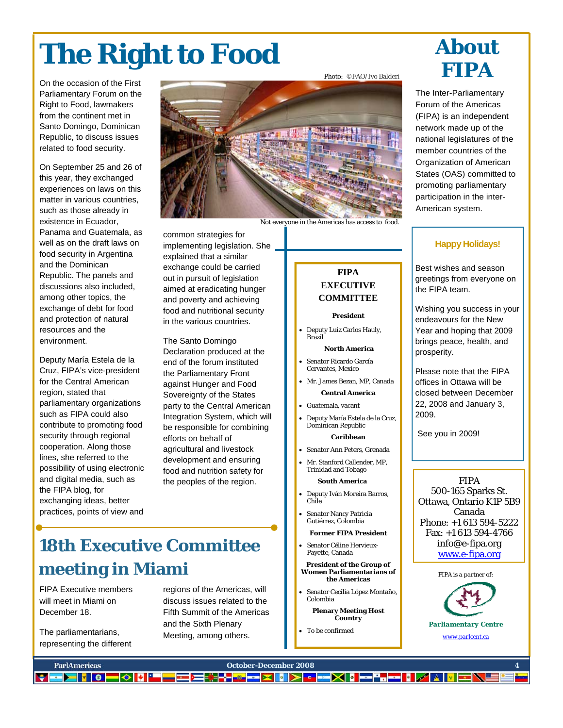# The Right to Food

On the occasion of the First Parliamentary Forum on the Right to Food, lawmakers from the continent met in Santo Domingo, Dominican Republic, to discuss issues related to food security.

On September 25 and 26 of this year, they exchanged experiences on laws on this matter in various countries, such as those already in existence in Ecuador, Panama and Guatemala, as well as on the draft laws on food security in Argentina and the Dominican Republic. The panels and discussions also included, among other topics, the exchange of debt for food and protection of natural resources and the environment.

Deputy María Estela de la Cruz, FIPA's vice-president for the Central American region, stated that parliamentary organizations such as FIPA could also contribute to promoting food security through regional cooperation. Along those lines, she referred to the possibility of using electronic and digital media, such as the FIPA blog, for exchanging ideas, better practices, points of view and common strategies for implementing legislation. She explained that a similar exchange could be carried out in pursuit of legislation aimed at eradicating hunger and poverty and achieving food and nutritional security in the various countries.

Photo: ©FAO/Ivo Balderi

Not everyone in the Americas has access to food.

The Santo Domingo Declaration produced at the end of the forum instituted the Parliamentary Front against Hunger and Food Sovereignty of the States party to the Central American Integration System, which will be responsible for combining efforts on behalf of agricultural and livestock development and ensuring food and nutrition safety for the peoples of the region.

## 18th Executive Committee meeting in Miami

FIPA Executive members will meet in Miami on December 18.

The parliamentarians, representing the different regions of the Americas, will discuss issues related to the Fifth Summit of the Americas and the Sixth Plenary Meeting, among others.

## FIPA EXECUTIVE COMMITTEE

**President**

- Deputy Luiz Carlos Hauly, Brazil

**North America**

- Senator Ricardo García Cervantes, Mexico
- Mr. James Bezan, MP, Canada

**Central America**

- Guatemala, vacant
- Deputy María Estela de la Cruz, Dominican Republic

**Caribbean**

- Senator Ann Peters, Grenada
- Mr. Stanford Callender, MP, Trinidad and Tobago

**South America**

- Deputy Iván Moreira Barros, Chile
- Senator Nancy Patricia Gutiérrez, Colombia

**Former FIPA President**

- Senator Céline Hervieux-Payette, Canada

**President of the Group of Women Parliamentarians of the Americas**

- Senator Cecilia López Montaño, Colombia

**Plenary Meeting Host Country**

- To be confirmed

# About FIPA

The Inter-Parliamentary Forum of the Americas (FIPA) is an independent network made up of the national legislatures of the member countries of the Organization of American States (OAS) committed to promoting parliamentary participation in the inter-American system.

### Happy Holidays!

Best wishes and season greetings from everyone on the FIPA team.

Wishing you success in your endeavours for the New Year and hoping that 2009 brings peace, health, and prosperity.

Please note that the FIPA offices in Ottawa will be closed between December 22, 2008 and January 3, 2009.

See you in 2009!

FIPA
500-165 Sparks St.
Ottawa, Ontario K1P 5B9
Canada
Phone: +1 613 594-5222
Fax: +1 613 594-4766
info@e-fipa.org
www.e-fipa.org

FIPA is a partner of:

Parliamentary Centre
www.parlcent.ca